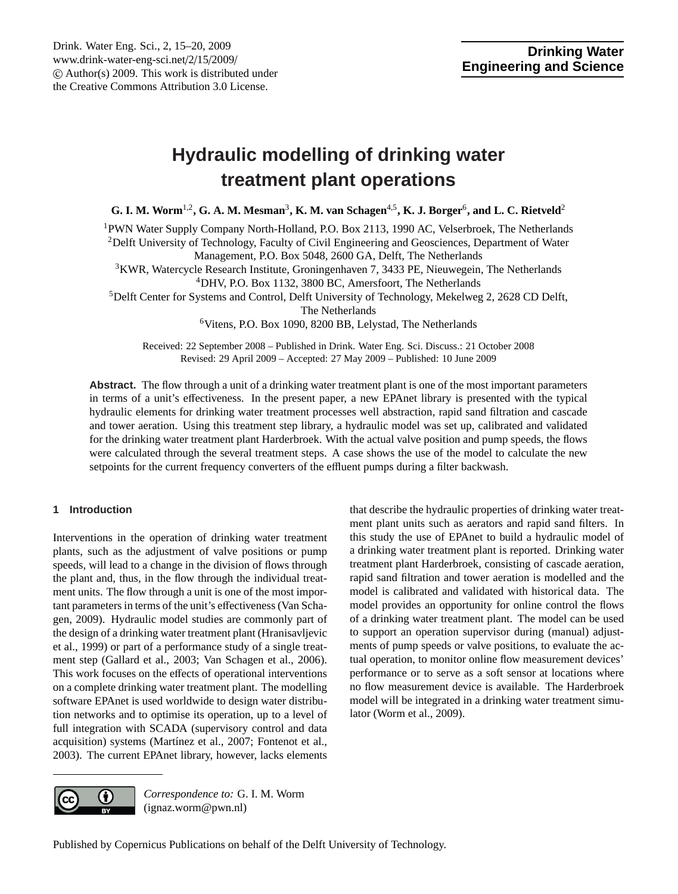# Hydraulic modelling of drinking water treatment plant operations

**G. I. M. Worm[1,2], G. A. M. Mesman[3], K. M. van Schagen[4,5], K. J. Borger[6], and L. C. Rietveld[2]**

[1]PWN Water Supply Company North-Holland, P.O. Box 2113, 1990 AC, Velserbroek, The Netherlands
[2]Delft University of Technology, Faculty of Civil Engineering and Geosciences, Department of Water Management, P.O. Box 5048, 2600 GA, Delft, The Netherlands
[3]KWR, Watercycle Research Institute, Groningenhaven 7, 3433 PE, Nieuwegein, The Netherlands
[4]DHV, P.O. Box 1132, 3800 BC, Amersfoort, The Netherlands
[5]Delft Center for Systems and Control, Delft University of Technology, Mekelweg 2, 2628 CD Delft, The Netherlands
[6]Vitens, P.O. Box 1090, 8200 BB, Lelystad, The Netherlands

Received: 22 September 2008 – Published in Drink. Water Eng. Sci. Discuss.: 21 October 2008
Revised: 29 April 2009 – Accepted: 27 May 2009 – Published: 10 June 2009

**Abstract.** The flow through a unit of a drinking water treatment plant is one of the most important parameters in terms of a unit's effectiveness. In the present paper, a new EPAnet library is presented with the typical hydraulic elements for drinking water treatment processes well abstraction, rapid sand filtration and cascade and tower aeration. Using this treatment step library, a hydraulic model was set up, calibrated and validated for the drinking water treatment plant Harderbroek. With the actual valve position and pump speeds, the flows were calculated through the several treatment steps. A case shows the use of the model to calculate the new setpoints for the current frequency converters of the effluent pumps during a filter backwash.

## 1 Introduction

Interventions in the operation of drinking water treatment plants, such as the adjustment of valve positions or pump speeds, will lead to a change in the division of flows through the plant and, thus, in the flow through the individual treatment units. The flow through a unit is one of the most important parameters in terms of the unit's effectiveness (Van Schagen, 2009). Hydraulic model studies are commonly part of the design of a drinking water treatment plant (Hranisavljevic et al., 1999) or part of a performance study of a single treatment step (Gallard et al., 2003; Van Schagen et al., 2006). This work focuses on the effects of operational interventions on a complete drinking water treatment plant. The modelling software EPAnet is used worldwide to design water distribution networks and to optimise its operation, up to a level of full integration with SCADA (supervisory control and data acquisition) systems (Martínez et al., 2007; Fontenot et al., 2003). The current EPAnet library, however, lacks elements that describe the hydraulic properties of drinking water treatment plant units such as aerators and rapid sand filters. In this study the use of EPAnet to build a hydraulic model of a drinking water treatment plant is reported. Drinking water treatment plant Harderbroek, consisting of cascade aeration, rapid sand filtration and tower aeration is modelled and the model is calibrated and validated with historical data. The model provides an opportunity for online control the flows of a drinking water treatment plant. The model can be used to support an operation supervisor during (manual) adjustments of pump speeds or valve positions, to evaluate the actual operation, to monitor online flow measurement devices' performance or to serve as a soft sensor at locations where no flow measurement device is available. The Harderbroek model will be integrated in a drinking water treatment simulator (Worm et al., 2009).

*Correspondence to:* G. I. M. Worm (ignaz.worm@pwn.nl)

Published by Copernicus Publications on behalf of the Delft University of Technology.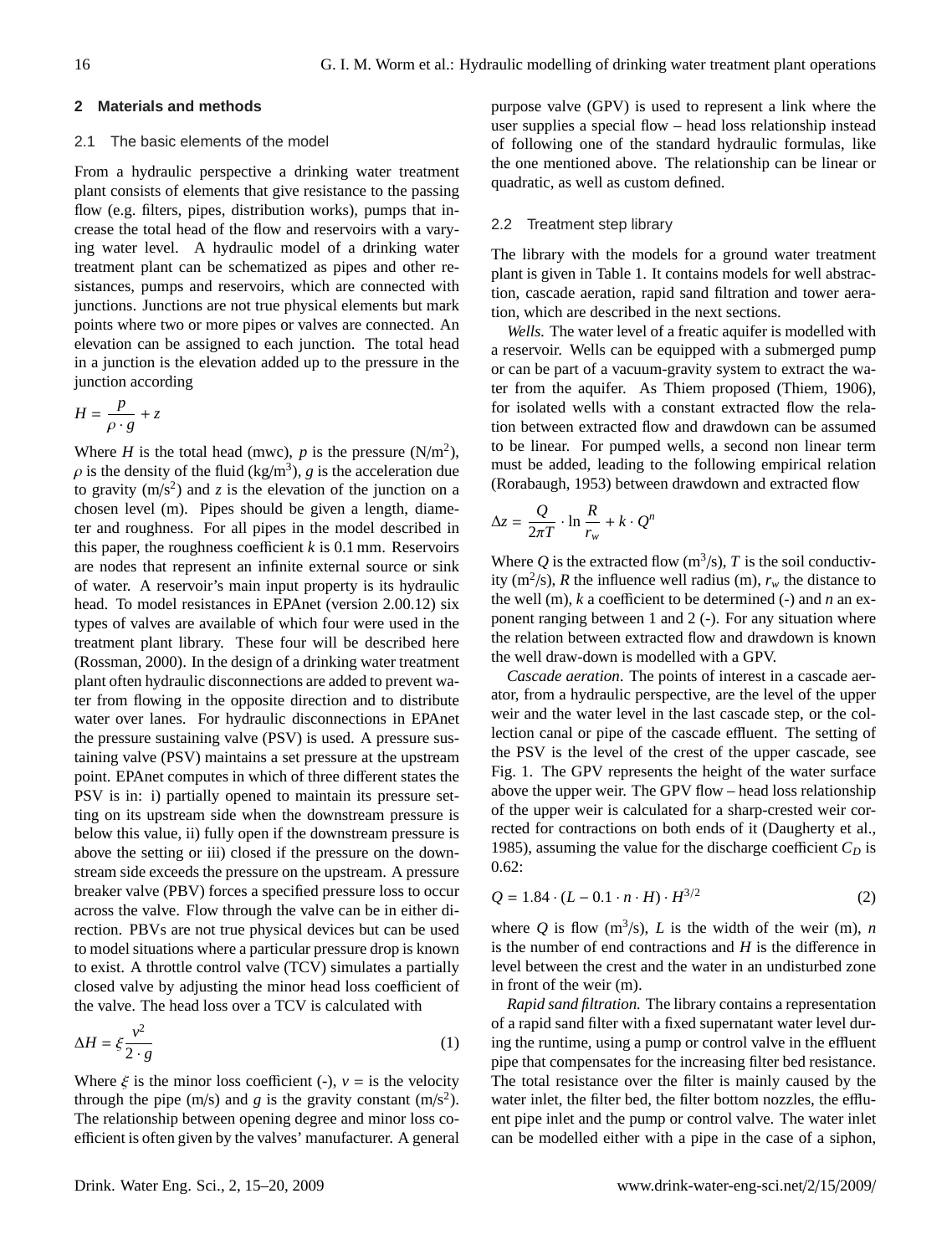## 2 Materials and methods

### 2.1 The basic elements of the model

From a hydraulic perspective a drinking water treatment plant consists of elements that give resistance to the passing flow (e.g. filters, pipes, distribution works), pumps that increase the total head of the flow and reservoirs with a varying water level. A hydraulic model of a drinking water treatment plant can be schematized as pipes and other resistances, pumps and reservoirs, which are connected with junctions. Junctions are not true physical elements but mark points where two or more pipes or valves are connected. An elevation can be assigned to each junction. The total head in a junction is the elevation added up to the pressure in the junction according

$$H = \frac{p}{\rho \cdot g} + z$$

Where $H$ is the total head (mwc), $p$ is the pressure (N/m$^2$), $\rho$ is the density of the fluid (kg/m$^3$), $g$ is the acceleration due to gravity (m/s$^2$) and $z$ is the elevation of the junction on a chosen level (m). Pipes should be given a length, diameter and roughness. For all pipes in the model described in this paper, the roughness coefficient $k$ is 0.1 mm. Reservoirs are nodes that represent an infinite external source or sink of water. A reservoir's main input property is its hydraulic head. To model resistances in EPAnet (version 2.00.12) six types of valves are available of which four were used in the treatment plant library. These four will be described here (Rossman, 2000). In the design of a drinking water treatment plant often hydraulic disconnections are added to prevent water from flowing in the opposite direction and to distribute water over lanes. For hydraulic disconnections in EPAnet the pressure sustaining valve (PSV) is used. A pressure sustaining valve (PSV) maintains a set pressure at the upstream point. EPAnet computes in which of three different states the PSV is in: i) partially opened to maintain its pressure setting on its upstream side when the downstream pressure is below this value, ii) fully open if the downstream pressure is above the setting or iii) closed if the pressure on the downstream side exceeds the pressure on the upstream. A pressure breaker valve (PBV) forces a specified pressure loss to occur across the valve. Flow through the valve can be in either direction. PBVs are not true physical devices but can be used to model situations where a particular pressure drop is known to exist. A throttle control valve (TCV) simulates a partially closed valve by adjusting the minor head loss coefficient of the valve. The head loss over a TCV is calculated with

$$\Delta H = \xi \frac{v^2}{2 \cdot g} \tag{1}$$

Where $\xi$ is the minor loss coefficient (-), $v$ = is the velocity through the pipe (m/s) and $g$ is the gravity constant (m/s$^2$). The relationship between opening degree and minor loss coefficient is often given by the valves' manufacturer. A general purpose valve (GPV) is used to represent a link where the user supplies a special flow – head loss relationship instead of following one of the standard hydraulic formulas, like the one mentioned above. The relationship can be linear or quadratic, as well as custom defined.

### 2.2 Treatment step library

The library with the models for a ground water treatment plant is given in Table 1. It contains models for well abstraction, cascade aeration, rapid sand filtration and tower aeration, which are described in the next sections.

*Wells.* The water level of a freatic aquifer is modelled with a reservoir. Wells can be equipped with a submerged pump or can be part of a vacuum-gravity system to extract the water from the aquifer. As Thiem proposed (Thiem, 1906), for isolated wells with a constant extracted flow the relation between extracted flow and drawdown can be assumed to be linear. For pumped wells, a second non linear term must be added, leading to the following empirical relation (Rorabaugh, 1953) between drawdown and extracted flow

$$\Delta z = \frac{Q}{2\pi T} \cdot \ln \frac{R}{r_w} + k \cdot Q^n$$

Where $Q$ is the extracted flow (m$^3$/s), $T$ is the soil conductivity (m$^2$/s), $R$ the influence well radius (m), $r_w$ the distance to the well (m), $k$ a coefficient to be determined (-) and $n$ an exponent ranging between 1 and 2 (-). For any situation where the relation between extracted flow and drawdown is known the well draw-down is modelled with a GPV.

*Cascade aeration.* The points of interest in a cascade aerator, from a hydraulic perspective, are the level of the upper weir and the water level in the last cascade step, or the collection canal or pipe of the cascade effluent. The setting of the PSV is the level of the crest of the upper cascade, see Fig. 1. The GPV represents the height of the water surface above the upper weir. The GPV flow – head loss relationship of the upper weir is calculated for a sharp-crested weir corrected for contractions on both ends of it (Daugherty et al., 1985), assuming the value for the discharge coefficient $C_D$ is 0.62:

$$Q = 1.84 \cdot (L - 0.1 \cdot n \cdot H) \cdot H^{3/2} \tag{2}$$

where $Q$ is flow (m$^3$/s), $L$ is the width of the weir (m), $n$ is the number of end contractions and $H$ is the difference in level between the crest and the water in an undisturbed zone in front of the weir (m).

*Rapid sand filtration.* The library contains a representation of a rapid sand filter with a fixed supernatant water level during the runtime, using a pump or control valve in the effluent pipe that compensates for the increasing filter bed resistance. The total resistance over the filter is mainly caused by the water inlet, the filter bed, the filter bottom nozzles, the effluent pipe inlet and the pump or control valve. The water inlet can be modelled either with a pipe in the case of a siphon,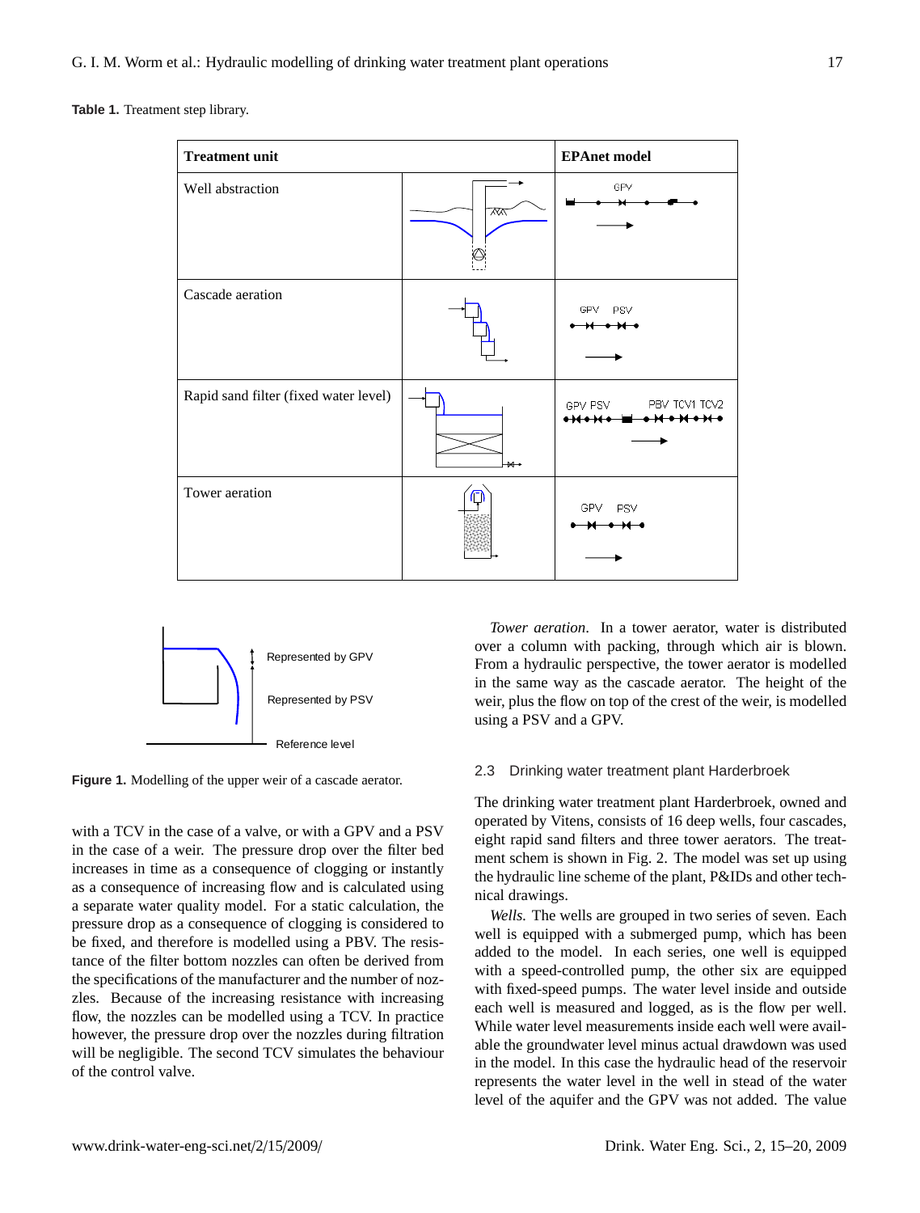**Table 1.** Treatment step library.

| Treatment unit | | EPAnet model |
|---|---|---|
| Well abstraction | | GPV |
| Cascade aeration | | GPV PSV |
| Rapid sand filter (fixed water level) | | GPV PSV PBV TCV1 TCV2 |
| Tower aeration | | GPV PSV |

**Figure 1.** Modelling of the upper weir of a cascade aerator.

with a TCV in the case of a valve, or with a GPV and a PSV in the case of a weir. The pressure drop over the filter bed increases in time as a consequence of clogging or instantly as a consequence of increasing flow and is calculated using a separate water quality model. For a static calculation, the pressure drop as a consequence of clogging is considered to be fixed, and therefore is modelled using a PBV. The resistance of the filter bottom nozzles can often be derived from the specifications of the manufacturer and the number of nozzles. Because of the increasing resistance with increasing flow, the nozzles can be modelled using a TCV. In practice however, the pressure drop over the nozzles during filtration will be negligible. The second TCV simulates the behaviour of the control valve.

*Tower aeration.* In a tower aerator, water is distributed over a column with packing, through which air is blown. From a hydraulic perspective, the tower aerator is modelled in the same way as the cascade aerator. The height of the weir, plus the flow on top of the crest of the weir, is modelled using a PSV and a GPV.

### 2.3 Drinking water treatment plant Harderbroek

The drinking water treatment plant Harderbroek, owned and operated by Vitens, consists of 16 deep wells, four cascades, eight rapid sand filters and three tower aerators. The treatment schem is shown in Fig. 2. The model was set up using the hydraulic line scheme of the plant, P&IDs and other technical drawings.

*Wells.* The wells are grouped in two series of seven. Each well is equipped with a submerged pump, which has been added to the model. In each series, one well is equipped with a speed-controlled pump, the other six are equipped with fixed-speed pumps. The water level inside and outside each well is measured and logged, as is the flow per well. While water level measurements inside each well were available the groundwater level minus actual drawdown was used in the model. In this case the hydraulic head of the reservoir represents the water level in the well in stead of the water level of the aquifer and the GPV was not added. The value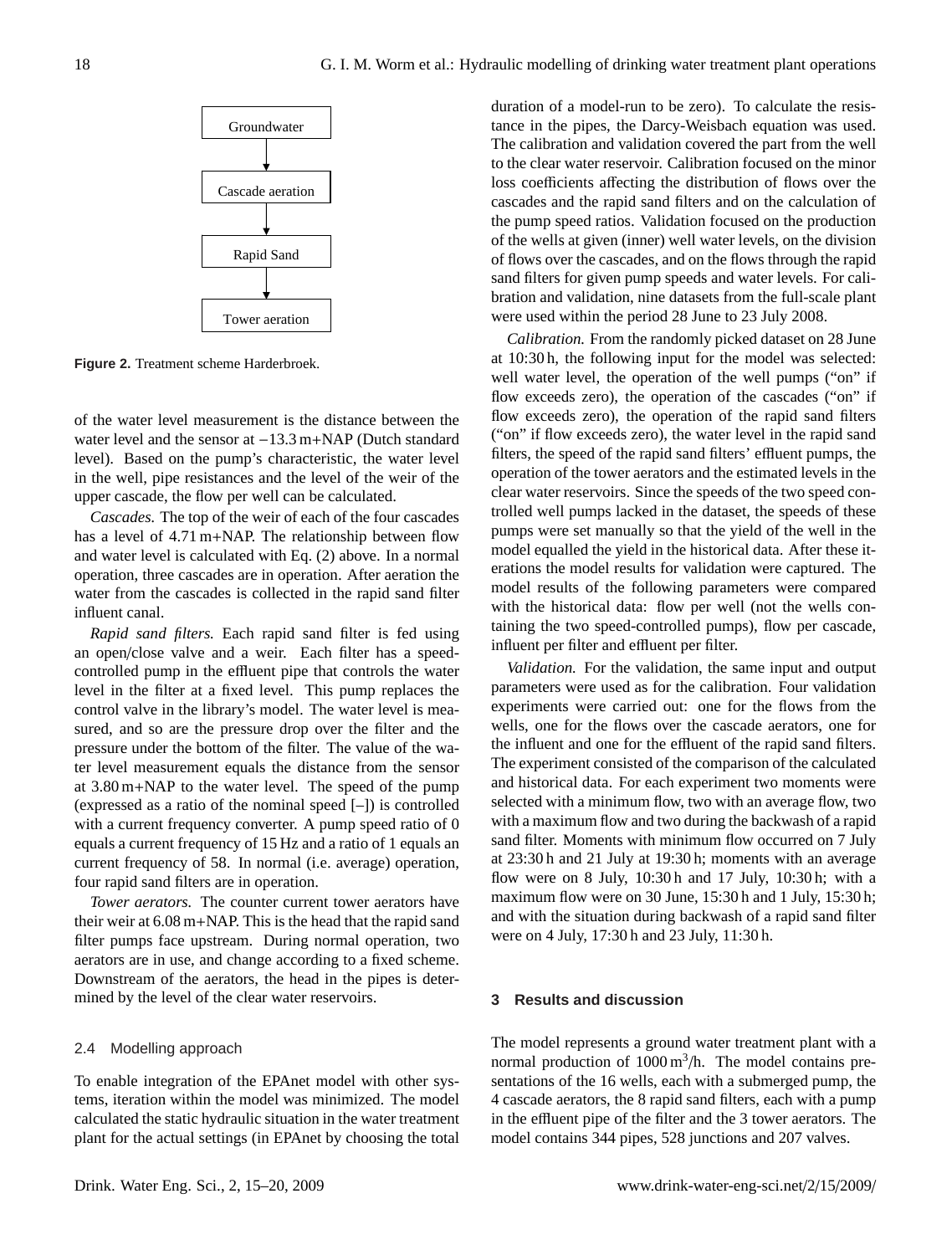Groundwater

↓

Cascade aeration

↓

Rapid Sand

↓

Tower aeration

**Figure 2.** Treatment scheme Harderbroek.

of the water level measurement is the distance between the water level and the sensor at −13.3 m+NAP (Dutch standard level). Based on the pump's characteristic, the water level in the well, pipe resistances and the level of the weir of the upper cascade, the flow per well can be calculated.

*Cascades.* The top of the weir of each of the four cascades has a level of 4.71 m+NAP. The relationship between flow and water level is calculated with Eq. (2) above. In a normal operation, three cascades are in operation. After aeration the water from the cascades is collected in the rapid sand filter influent canal.

*Rapid sand filters.* Each rapid sand filter is fed using an open/close valve and a weir. Each filter has a speed-controlled pump in the effluent pipe that controls the water level in the filter at a fixed level. This pump replaces the control valve in the library's model. The water level is measured, and so are the pressure drop over the filter and the pressure under the bottom of the filter. The value of the water level measurement equals the distance from the sensor at 3.80 m+NAP to the water level. The speed of the pump (expressed as a ratio of the nominal speed [–]) is controlled with a current frequency converter. A pump speed ratio of 0 equals a current frequency of 15 Hz and a ratio of 1 equals an current frequency of 58. In normal (i.e. average) operation, four rapid sand filters are in operation.

*Tower aerators.* The counter current tower aerators have their weir at 6.08 m+NAP. This is the head that the rapid sand filter pumps face upstream. During normal operation, two aerators are in use, and change according to a fixed scheme. Downstream of the aerators, the head in the pipes is determined by the level of the clear water reservoirs.

### 2.4 Modelling approach

To enable integration of the EPAnet model with other systems, iteration within the model was minimized. The model calculated the static hydraulic situation in the water treatment plant for the actual settings (in EPAnet by choosing the total duration of a model-run to be zero). To calculate the resistance in the pipes, the Darcy-Weisbach equation was used. The calibration and validation covered the part from the well to the clear water reservoir. Calibration focused on the minor loss coefficients affecting the distribution of flows over the cascades and the rapid sand filters and on the calculation of the pump speed ratios. Validation focused on the production of the wells at given (inner) well water levels, on the division of flows over the cascades, and on the flows through the rapid sand filters for given pump speeds and water levels. For calibration and validation, nine datasets from the full-scale plant were used within the period 28 June to 23 July 2008.

*Calibration.* From the randomly picked dataset on 28 June at 10:30 h, the following input for the model was selected: well water level, the operation of the well pumps ("on" if flow exceeds zero), the operation of the cascades ("on" if flow exceeds zero), the operation of the rapid sand filters ("on" if flow exceeds zero), the water level in the rapid sand filters, the speed of the rapid sand filters' effluent pumps, the operation of the tower aerators and the estimated levels in the clear water reservoirs. Since the speeds of the two speed controlled well pumps lacked in the dataset, the speeds of these pumps were set manually so that the yield of the well in the model equalled the yield in the historical data. After these iterations the model results for validation were captured. The model results of the following parameters were compared with the historical data: flow per well (not the wells containing the two speed-controlled pumps), flow per cascade, influent per filter and effluent per filter.

*Validation.* For the validation, the same input and output parameters were used as for the calibration. Four validation experiments were carried out: one for the flows from the wells, one for the flows over the cascade aerators, one for the influent and one for the effluent of the rapid sand filters. The experiment consisted of the comparison of the calculated and historical data. For each experiment two moments were selected with a minimum flow, two with an average flow, two with a maximum flow and two during the backwash of a rapid sand filter. Moments with minimum flow occurred on 7 July at 23:30 h and 21 July at 19:30 h; moments with an average flow were on 8 July, 10:30 h and 17 July, 10:30 h; with a maximum flow were on 30 June, 15:30 h and 1 July, 15:30 h; and with the situation during backwash of a rapid sand filter were on 4 July, 17:30 h and 23 July, 11:30 h.

## 3 Results and discussion

The model represents a ground water treatment plant with a normal production of 1000 $m^3$/h. The model contains presentations of the 16 wells, each with a submerged pump, the 4 cascade aerators, the 8 rapid sand filters, each with a pump in the effluent pipe of the filter and the 3 tower aerators. The model contains 344 pipes, 528 junctions and 207 valves.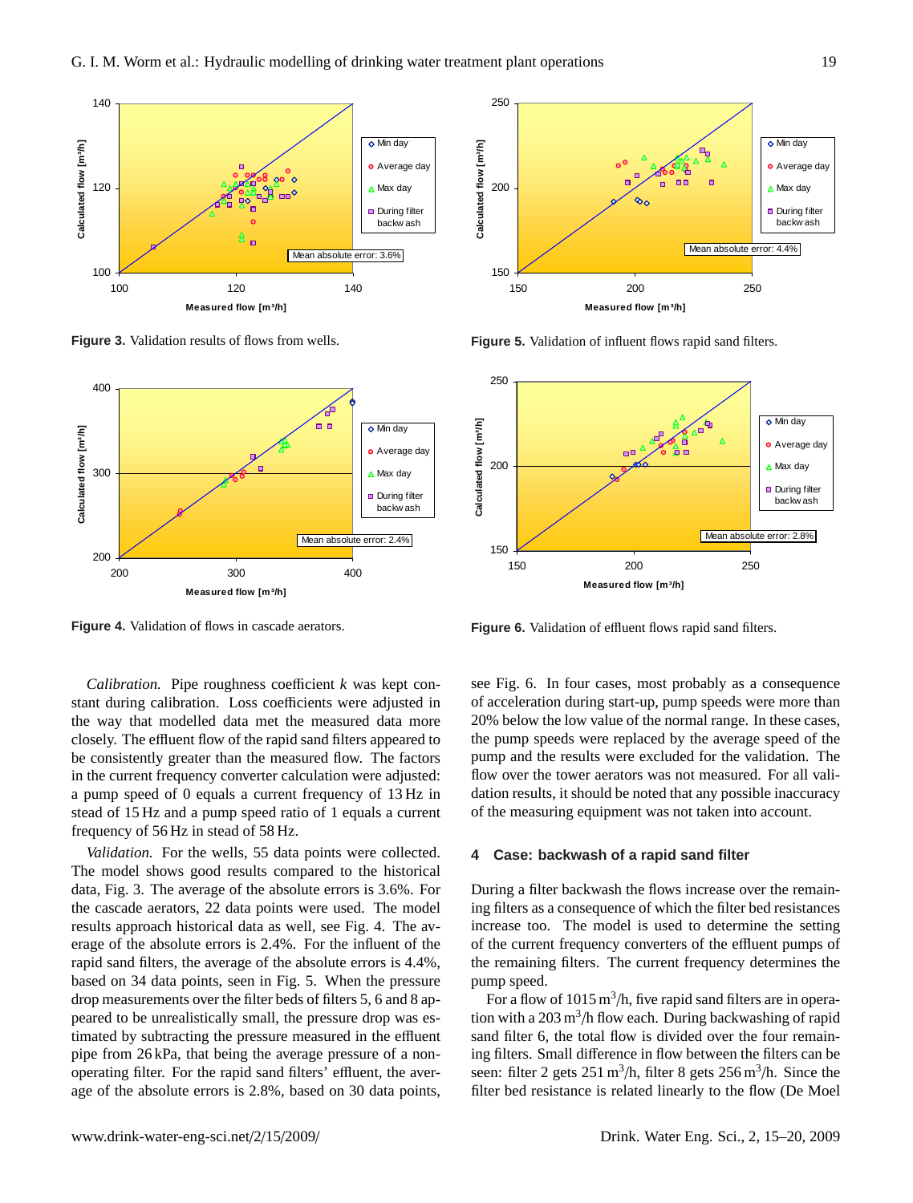**Figure 3.** Validation results of flows from wells.

**Figure 4.** Validation of flows in cascade aerators.

**Figure 5.** Validation of influent flows rapid sand filters.

**Figure 6.** Validation of effluent flows rapid sand filters.

*Calibration.* Pipe roughness coefficient $k$ was kept constant during calibration. Loss coefficients were adjusted in the way that modelled data met the measured data more closely. The effluent flow of the rapid sand filters appeared to be consistently greater than the measured flow. The factors in the current frequency converter calculation were adjusted: a pump speed of 0 equals a current frequency of 13 Hz in stead of 15 Hz and a pump speed ratio of 1 equals a current frequency of 56 Hz in stead of 58 Hz.

*Validation.* For the wells, 55 data points were collected. The model shows good results compared to the historical data, Fig. 3. The average of the absolute errors is 3.6%. For the cascade aerators, 22 data points were used. The model results approach historical data as well, see Fig. 4. The average of the absolute errors is 2.4%. For the influent of the rapid sand filters, the average of the absolute errors is 4.4%, based on 34 data points, seen in Fig. 5. When the pressure drop measurements over the filter beds of filters 5, 6 and 8 appeared to be unrealistically small, the pressure drop was estimated by subtracting the pressure measured in the effluent pipe from 26 kPa, that being the average pressure of a non-operating filter. For the rapid sand filters' effluent, the average of the absolute errors is 2.8%, based on 30 data points, see Fig. 6. In four cases, most probably as a consequence of acceleration during start-up, pump speeds were more than 20% below the low value of the normal range. In these cases, the pump speeds were replaced by the average speed of the pump and the results were excluded for the validation. The flow over the tower aerators was not measured. For all validation results, it should be noted that any possible inaccuracy of the measuring equipment was not taken into account.

## 4 Case: backwash of a rapid sand filter

During a filter backwash the flows increase over the remaining filters as a consequence of which the filter bed resistances increase too. The model is used to determine the setting of the current frequency converters of the effluent pumps of the remaining filters. The current frequency determines the pump speed.

For a flow of 1015 $m^3$/h, five rapid sand filters are in operation with a 203 $m^3$/h flow each. During backwashing of rapid sand filter 6, the total flow is divided over the four remaining filters. Small difference in flow between the filters can be seen: filter 2 gets 251 $m^3$/h, filter 8 gets 256 $m^3$/h. Since the filter bed resistance is related linearly to the flow (De Moel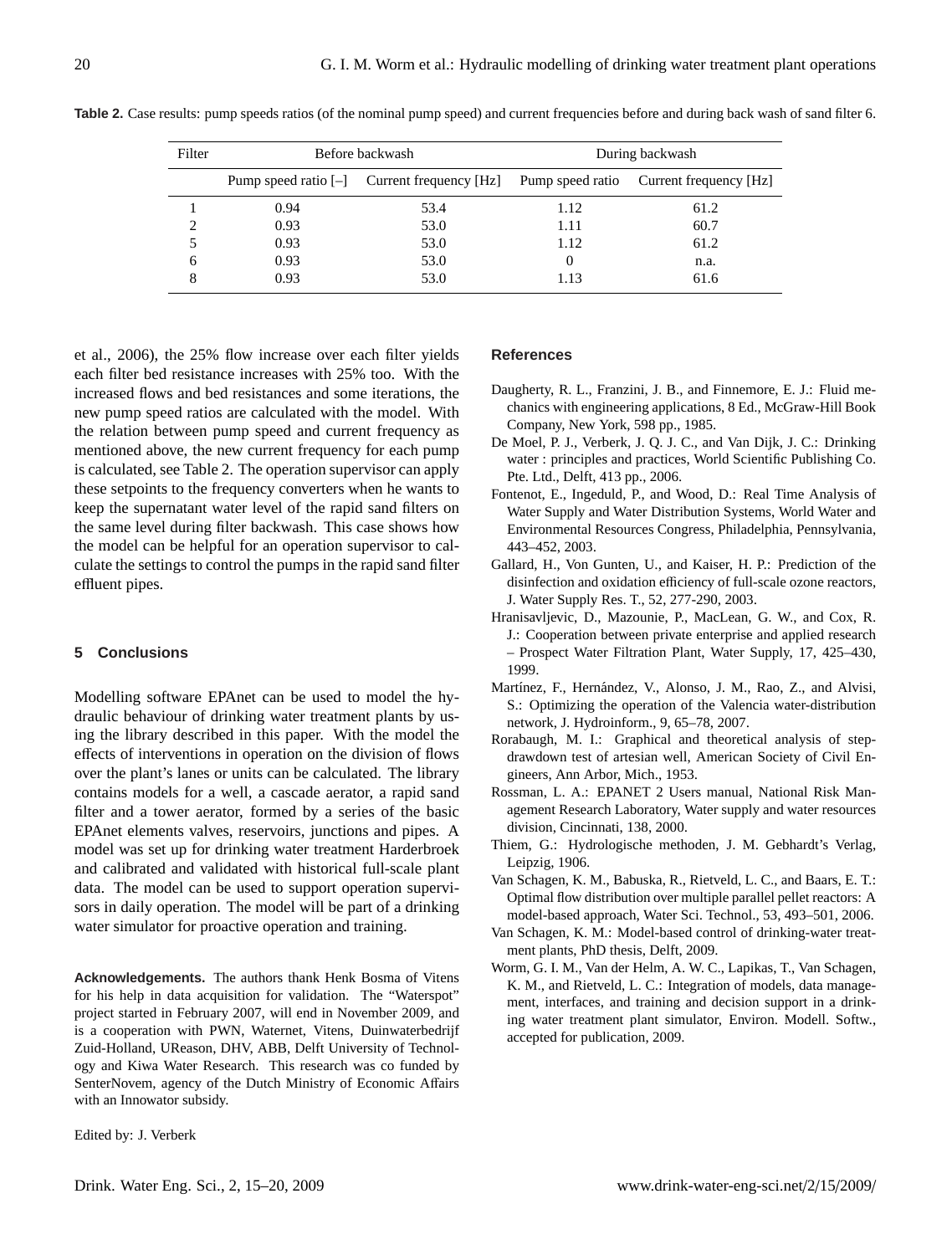**Table 2.** Case results: pump speeds ratios (of the nominal pump speed) and current frequencies before and during back wash of sand filter 6.

| Filter | Before backwash | | During backwash | |
|---|---|---|---|---|
| | Pump speed ratio [–] | Current frequency [Hz] | Pump speed ratio | Current frequency [Hz] |
| 1 | 0.94 | 53.4 | 1.12 | 61.2 |
| 2 | 0.93 | 53.0 | 1.11 | 60.7 |
| 5 | 0.93 | 53.0 | 1.12 | 61.2 |
| 6 | 0.93 | 53.0 | 0 | n.a. |
| 8 | 0.93 | 53.0 | 1.13 | 61.6 |

et al., 2006), the 25% flow increase over each filter yields each filter bed resistance increases with 25% too. With the increased flows and bed resistances and some iterations, the new pump speed ratios are calculated with the model. With the relation between pump speed and current frequency as mentioned above, the new current frequency for each pump is calculated, see Table 2. The operation supervisor can apply these setpoints to the frequency converters when he wants to keep the supernatant water level of the rapid sand filters on the same level during filter backwash. This case shows how the model can be helpful for an operation supervisor to calculate the settings to control the pumps in the rapid sand filter effluent pipes.

## 5 Conclusions

Modelling software EPAnet can be used to model the hydraulic behaviour of drinking water treatment plants by using the library described in this paper. With the model the effects of interventions in operation on the division of flows over the plant's lanes or units can be calculated. The library contains models for a well, a cascade aerator, a rapid sand filter and a tower aerator, formed by a series of the basic EPAnet elements valves, reservoirs, junctions and pipes. A model was set up for drinking water treatment Harderbroek and calibrated and validated with historical full-scale plant data. The model can be used to support operation supervisors in daily operation. The model will be part of a drinking water simulator for proactive operation and training.

**Acknowledgements.** The authors thank Henk Bosma of Vitens for his help in data acquisition for validation. The "Waterspot" project started in February 2007, will end in November 2009, and is a cooperation with PWN, Waternet, Vitens, Duinwaterbedrijf Zuid-Holland, UReason, DHV, ABB, Delft University of Technology and Kiwa Water Research. This research was co funded by SenterNovem, agency of the Dutch Ministry of Economic Affairs with an Innowator subsidy.

Edited by: J. Verberk

## References

Daugherty, R. L., Franzini, J. B., and Finnemore, E. J.: Fluid mechanics with engineering applications, 8 Ed., McGraw-Hill Book Company, New York, 598 pp., 1985.

De Moel, P. J., Verberk, J. Q. J. C., and Van Dijk, J. C.: Drinking water : principles and practices, World Scientific Publishing Co. Pte. Ltd., Delft, 413 pp., 2006.

Fontenot, E., Ingeduld, P., and Wood, D.: Real Time Analysis of Water Supply and Water Distribution Systems, World Water and Environmental Resources Congress, Philadelphia, Pennsylvania, 443–452, 2003.

Gallard, H., Von Gunten, U., and Kaiser, H. P.: Prediction of the disinfection and oxidation efficiency of full-scale ozone reactors, J. Water Supply Res. T., 52, 277-290, 2003.

Hranisavljevic, D., Mazounie, P., MacLean, G. W., and Cox, R. J.: Cooperation between private enterprise and applied research – Prospect Water Filtration Plant, Water Supply, 17, 425–430, 1999.

Martínez, F., Hernández, V., Alonso, J. M., Rao, Z., and Alvisi, S.: Optimizing the operation of the Valencia water-distribution network, J. Hydroinform., 9, 65–78, 2007.

Rorabaugh, M. I.: Graphical and theoretical analysis of step-drawdown test of artesian well, American Society of Civil Engineers, Ann Arbor, Mich., 1953.

Rossman, L. A.: EPANET 2 Users manual, National Risk Management Research Laboratory, Water supply and water resources division, Cincinnati, 138, 2000.

Thiem, G.: Hydrologische methoden, J. M. Gebhardt's Verlag, Leipzig, 1906.

Van Schagen, K. M., Babuska, R., Rietveld, L. C., and Baars, E. T.: Optimal flow distribution over multiple parallel pellet reactors: A model-based approach, Water Sci. Technol., 53, 493–501, 2006.

Van Schagen, K. M.: Model-based control of drinking-water treatment plants, PhD thesis, Delft, 2009.

Worm, G. I. M., Van der Helm, A. W. C., Lapikas, T., Van Schagen, K. M., and Rietveld, L. C.: Integration of models, data management, interfaces, and training and decision support in a drinking water treatment plant simulator, Environ. Modell. Softw., accepted for publication, 2009.